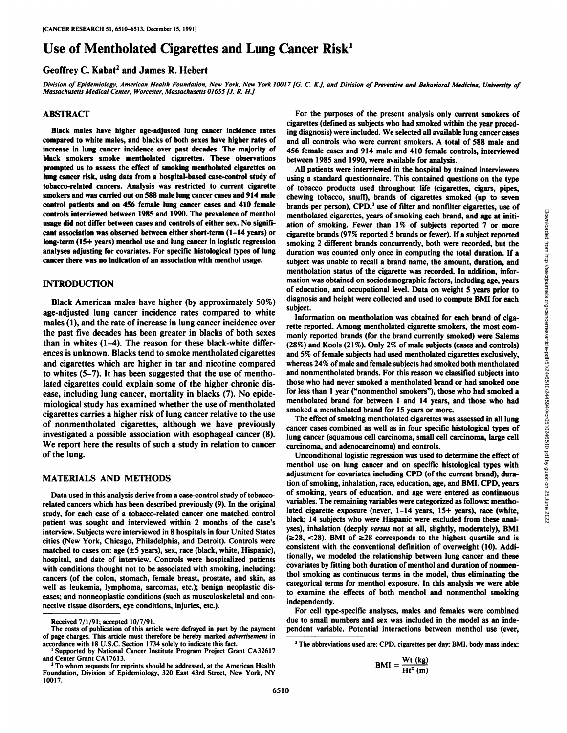# Use of Mentholated Cigarettes and Lung Cancer Risk[1]

## Geoffrey C. Kabat[2] and James R. Hebert

Division of Epidemiology, American Health Foundation, New York, New York 10017 [G. C. K.], and Division of Preventive and Behavioral Medicine, University of Massachusetts Medical Center, Worcester, Massachusetts 01655 [J. R. H.]

## ABSTRACT

**Black males have higher age-adjusted lung cancer incidence rates compared to white males, and blacks of both sexes have higher rates of increase in lung cancer incidence over past decades. The majority of black smokers smoke mentholated cigarettes. These observations prompted us to assess the effect of smoking mentholated cigarettes on lung cancer risk, using data from a hospital-based case-control study of tobacco-related cancers. Analysis was restricted to current cigarette smokers and was carried out on 588 male lung cancer cases and 914 male control patients and on 456 female lung cancer cases and 410 female controls interviewed between 1985 and 1990. The prevalence of menthol usage did not differ between cases and controls of either sex. No significant association was observed between either short-term (1–14 years) or long-term (15+ years) menthol use and lung cancer in logistic regression analyses adjusting for covariates. For specific histological types of lung cancer there was no indication of an association with menthol usage.**

## INTRODUCTION

Black American males have higher (by approximately 50%) age-adjusted lung cancer incidence rates compared to white males (1), and the rate of increase in lung cancer incidence over the past five decades has been greater in blacks of both sexes than in whites (1–4). The reason for these black-white differences is unknown. Blacks tend to smoke mentholated cigarettes and cigarettes which are higher in tar and nicotine compared to whites (5–7). It has been suggested that the use of mentholated cigarettes could explain some of the higher chronic disease, including lung cancer, mortality in blacks (7). No epidemiological study has examined whether the use of mentholated cigarettes carries a higher risk of lung cancer relative to the use of nonmentholated cigarettes, although we have previously investigated a possible association with esophageal cancer (8). We report here the results of such a study in relation to cancer of the lung.

## MATERIALS AND METHODS

Data used in this analysis derive from a case-control study of tobacco-related cancers which has been described previously (9). In the original study, for each case of a tobacco-related cancer one matched control patient was sought and interviewed within 2 months of the case's interview. Subjects were interviewed in 8 hospitals in four United States cities (New York, Chicago, Philadelphia, and Detroit). Controls were matched to cases on: age (±5 years), sex, race (black, white, Hispanic), hospital, and date of interview. Controls were hospitalized patients with conditions thought not to be associated with smoking, including: cancers (of the colon, stomach, female breast, prostate, and skin, as well as leukemia, lymphoma, sarcomas, etc.); benign neoplastic diseases; and nonneoplastic conditions (such as musculoskeletal and connective tissue disorders, eye conditions, injuries, etc.).

For the purposes of the present analysis only current smokers of cigarettes (defined as subjects who had smoked within the year preceding diagnosis) were included. We selected all available lung cancer cases and all controls who were current smokers. A total of 588 male and 456 female cases and 914 male and 410 female controls, interviewed between 1985 and 1990, were available for analysis.

All patients were interviewed in the hospital by trained interviewers using a standard questionnaire. This contained questions on the type of tobacco products used throughout life (cigarettes, cigars, pipes, chewing tobacco, snuff), brands of cigarettes smoked (up to seven brands per person), CPD,[3] use of filter and nonfilter cigarettes, use of mentholated cigarettes, years of smoking each brand, and age at initiation of smoking. Fewer than 1% of subjects reported 7 or more cigarette brands (97% reported 5 brands or fewer). If a subject reported smoking 2 different brands concurrently, both were recorded, but the duration was counted only once in computing the total duration. If a subject was unable to recall a brand name, the amount, duration, and mentholation status of the cigarette was recorded. In addition, information was obtained on sociodemographic factors, including age, years of education, and occupational level. Data on weight 5 years prior to diagnosis and height were collected and used to compute BMI for each subject.

Information on mentholation was obtained for each brand of cigarette reported. Among mentholated cigarette smokers, the most commonly reported brands (for the brand currently smoked) were Salems (28%) and Kools (21%). Only 2% of male subjects (cases and controls) and 5% of female subjects had used mentholated cigarettes exclusively, whereas 24% of male and female subjects had smoked both mentholated and nonmentholated brands. For this reason we classified subjects into those who had never smoked a mentholated brand or had smoked one for less than 1 year ("nonmenthol smokers"), those who had smoked a mentholated brand for between 1 and 14 years, and those who had smoked a mentholated brand for 15 years or more.

The effect of smoking mentholated cigarettes was assessed in all lung cancer cases combined as well as in four specific histological types of lung cancer (squamous cell carcinoma, small cell carcinoma, large cell carcinoma, and adenocarcinoma) and controls.

Unconditional logistic regression was used to determine the effect of menthol use on lung cancer and on specific histological types with adjustment for covariates including CPD (of the current brand), duration of smoking, inhalation, race, education, age, and BMI. CPD, years of smoking, years of education, and age were entered as continuous variables. The remaining variables were categorized as follows: mentholated cigarette exposure (never, 1–14 years, 15+ years), race (white, black; 14 subjects who were Hispanic were excluded from these analyses), inhalation (deeply *versus* not at all, slightly, moderately), BMI (≥28, <28). BMI of ≥28 corresponds to the highest quartile and is consistent with the conventional definition of overweight (10). Additionally, we modeled the relationship between lung cancer and these covariates by fitting both duration of menthol and duration of nonmenthol smoking as continuous terms in the model, thus eliminating the categorical terms for menthol exposure. In this analysis we were able to examine the effects of both menthol and nonmenthol smoking independently.

For cell type-specific analyses, males and females were combined due to small numbers and sex was included in the model as an independent variable. Potential interactions between menthol use (ever,

---

Received 7/1/91; accepted 10/7/91.

The costs of publication of this article were defrayed in part by the payment of page charges. This article must therefore be hereby marked *advertisement* in accordance with 18 U.S.C. Section 1734 solely to indicate this fact.

[1] Supported by National Cancer Institute Program Project Grant CA32617 and Center Grant CA17613.

[2] To whom requests for reprints should be addressed, at the American Health Foundation, Division of Epidemiology, 320 East 43rd Street, New York, NY 10017.

[3] The abbreviations used are: CPD, cigarettes per day; BMI, body mass index:

$$BMI = \frac{Wt\ (kg)}{Ht^2\ (m)}$$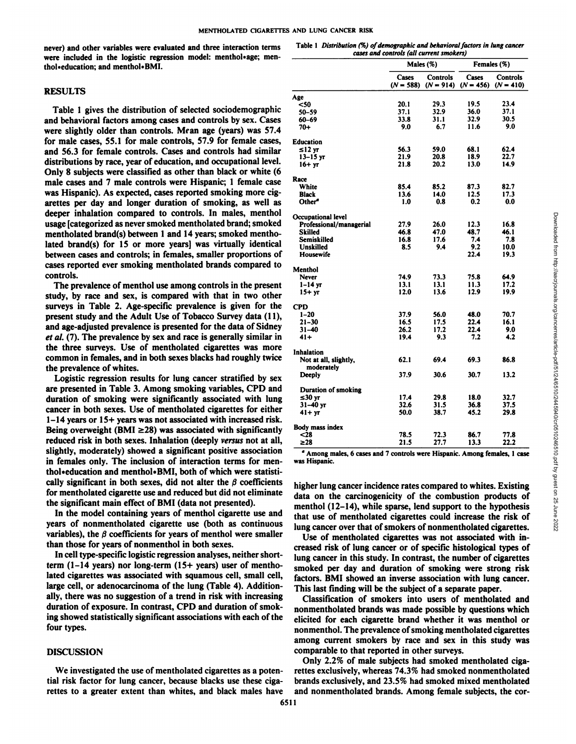never) and other variables were evaluated and three interaction terms were included in the logistic regression model: menthol•age; menthol•education; and menthol•BMI.

## RESULTS

Table 1 gives the distribution of selected sociodemographic and behavioral factors among cases and controls by sex. Cases were slightly older than controls. Mean age (years) was 57.4 for male cases, 55.1 for male controls, 57.9 for female cases, and 56.3 for female controls. Cases and controls had similar distributions by race, year of education, and occupational level. Only 8 subjects were classified as other than black or white (6 male cases and 7 male controls were Hispanic; 1 female case was Hispanic). As expected, cases reported smoking more cigarettes per day and longer duration of smoking, as well as deeper inhalation compared to controls. In males, menthol usage [categorized as never smoked mentholated brand; smoked mentholated brand(s) between 1 and 14 years; smoked mentholated brand(s) for 15 or more years] was virtually identical between cases and controls; in females, smaller proportions of cases reported ever smoking mentholated brands compared to controls.

The prevalence of menthol use among controls in the present study, by race and sex, is compared with that in two other surveys in Table 2. Age-specific prevalence is given for the present study and the Adult Use of Tobacco Survey data (11), and age-adjusted prevalence is presented for the data of Sidney *et al.* (7). The prevalence by sex and race is generally similar in the three surveys. Use of mentholated cigarettes was more common in females, and in both sexes blacks had roughly twice the prevalence of whites.

Logistic regression results for lung cancer stratified by sex are presented in Table 3. Among smoking variables, CPD and duration of smoking were significantly associated with lung cancer in both sexes. Use of mentholated cigarettes for either 1–14 years or 15+ years was not associated with increased risk. Being overweight (BMI ≥28) was associated with significantly reduced risk in both sexes. Inhalation (deeply *versus* not at all, slightly, moderately) showed a significant positive association in females only. The inclusion of interaction terms for menthol•education and menthol•BMI, both of which were statistically significant in both sexes, did not alter the $\beta$ coefficients for mentholated cigarette use and reduced but did not eliminate the significant main effect of BMI (data not presented).

In the model containing years of menthol cigarette use and years of nonmentholated cigarette use (both as continuous variables), the $\beta$ coefficients for years of menthol were smaller than those for years of nonmenthol in both sexes.

In cell type-specific logistic regression analyses, neither short-term (1–14 years) nor long-term (15+ years) user of mentholated cigarettes was associated with squamous cell, small cell, large cell, or adenocarcinoma of the lung (Table 4). Additionally, there was no suggestion of a trend in risk with increasing duration of exposure. In contrast, CPD and duration of smoking showed statistically significant associations with each of the four types.

Table 1 *Distribution (%) of demographic and behavioral factors in lung cancer cases and controls (all current smokers)*

| | Males (%) | | Females (%) | |
|---|---|---|---|---|
| | Cases (N = 588) | Controls (N = 914) | Cases (N = 456) | Controls (N = 410) |
| **Age** | | | | |
| <50 | 20.1 | 29.3 | 19.5 | 23.4 |
| 50–59 | 37.1 | 32.9 | 36.0 | 37.1 |
| 60–69 | 33.8 | 31.1 | 32.9 | 30.5 |
| 70+ | 9.0 | 6.7 | 11.6 | 9.0 |
| **Education** | | | | |
| ≤12 yr | 56.3 | 59.0 | 68.1 | 62.4 |
| 13–15 yr | 21.9 | 20.8 | 18.9 | 22.7 |
| 16+ yr | 21.8 | 20.2 | 13.0 | 14.9 |
| **Race** | | | | |
| White | 85.4 | 85.2 | 87.3 | 82.7 |
| Black | 13.6 | 14.0 | 12.5 | 17.3 |
| Other[a] | 1.0 | 0.8 | 0.2 | 0.0 |
| **Occupational level** | | | | |
| Professional/managerial | 27.9 | 26.0 | 12.3 | 16.8 |
| Skilled | 46.8 | 47.0 | 48.7 | 46.1 |
| Semiskilled | 16.8 | 17.6 | 7.4 | 7.8 |
| Unskilled | 8.5 | 9.4 | 9.2 | 10.0 |
| Housewife | | | 22.4 | 19.3 |
| **Menthol** | | | | |
| Never | 74.9 | 73.3 | 75.8 | 64.9 |
| 1–14 yr | 13.1 | 13.1 | 11.3 | 17.2 |
| 15+ yr | 12.0 | 13.6 | 12.9 | 19.9 |
| **CPD** | | | | |
| 1–20 | 37.9 | 56.0 | 48.0 | 70.7 |
| 21–30 | 16.5 | 17.5 | 22.4 | 16.1 |
| 31–40 | 26.2 | 17.2 | 22.4 | 9.0 |
| 41+ | 19.4 | 9.3 | 7.2 | 4.2 |
| **Inhalation** | | | | |
| Not at all, slightly, moderately | 62.1 | 69.4 | 69.3 | 86.8 |
| Deeply | 37.9 | 30.6 | 30.7 | 13.2 |
| **Duration of smoking** | | | | |
| ≤30 yr | 17.4 | 29.8 | 18.0 | 32.7 |
| 31–40 yr | 32.6 | 31.5 | 36.8 | 37.5 |
| 41+ yr | 50.0 | 38.7 | 45.2 | 29.8 |
| **Body mass index** | | | | |
| <28 | 78.5 | 72.3 | 86.7 | 77.8 |
| ≥28 | 21.5 | 27.7 | 13.3 | 22.2 |

[a] Among males, 6 cases and 7 controls were Hispanic. Among females, 1 case was Hispanic.

## DISCUSSION

We investigated the use of mentholated cigarettes as a potential risk factor for lung cancer, because blacks use these cigarettes to a greater extent than whites, and black males have higher lung cancer incidence rates compared to whites. Existing data on the carcinogenicity of the combustion products of menthol (12–14), while sparse, lend support to the hypothesis that use of mentholated cigarettes could increase the risk of lung cancer over that of smokers of nonmentholated cigarettes.

Use of mentholated cigarettes was not associated with increased risk of lung cancer or of specific histological types of lung cancer in this study. In contrast, the number of cigarettes smoked per day and duration of smoking were strong risk factors. BMI showed an inverse association with lung cancer. This last finding will be the subject of a separate paper.

Classification of smokers into users of mentholated and nonmentholated brands was made possible by questions which elicited for each cigarette brand whether it was menthol or nonmenthol. The prevalence of smoking mentholated cigarettes among current smokers by race and sex in this study was comparable to that reported in other surveys.

Only 2.2% of male subjects had smoked mentholated cigarettes exclusively, whereas 74.3% had smoked nonmentholated brands exclusively, and 23.5% had smoked mixed mentholated and nonmentholated brands. Among female subjects, the cor-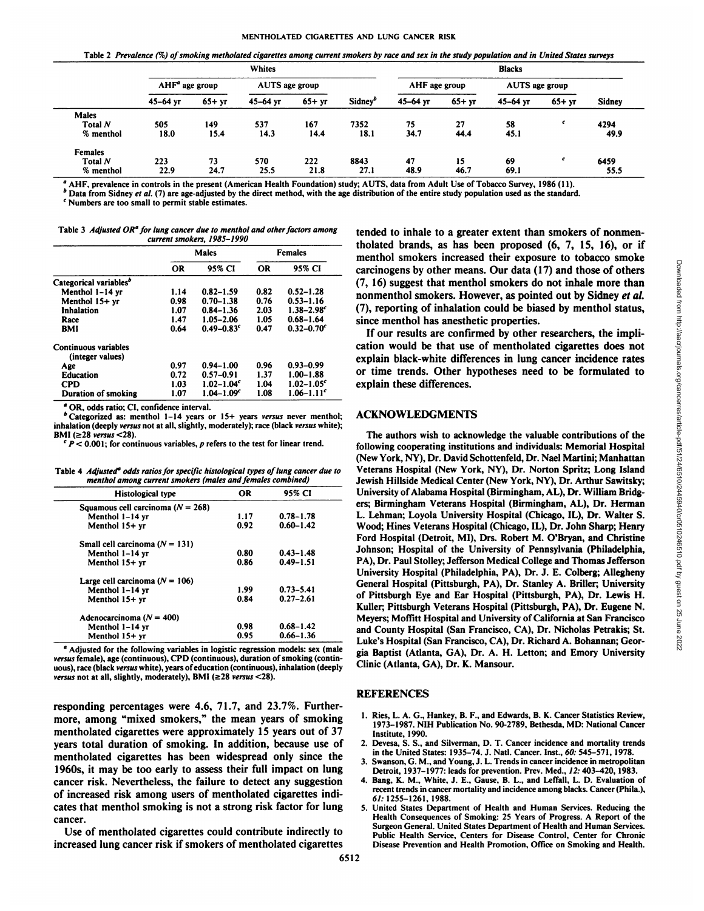Table 2 *Prevalence (%) of smoking metholated cigarettes among current smokers by race and sex in the study population and in United States surveys*

| | Whites | | | | | Blacks | | | | |
|---|---|---|---|---|---|---|---|---|---|---|
| | AHF[a] age group | | AUTS age group | | | AHF age group | | AUTS age group | | |
| | 45–64 yr | 65+ yr | 45–64 yr | 65+ yr | Sidney[b] | 45–64 yr | 65+ yr | 45–64 yr | 65+ yr | Sidney |
| **Males** | | | | | | | | | | |
| Total *N* | 505 | 149 | 537 | 167 | 7352 | 75 | 27 | 58 | [c] | 4294 |
| % menthol | 18.0 | 15.4 | 14.3 | 14.4 | 18.1 | 34.7 | 44.4 | 45.1 | | 49.9 |
| **Females** | | | | | | | | | | |
| Total *N* | 223 | 73 | 570 | 222 | 8843 | 47 | 15 | 69 | [c] | 6459 |
| % menthol | 22.9 | 24.7 | 25.5 | 21.8 | 27.1 | 48.9 | 46.7 | 69.1 | | 55.5 |

[a] AHF, prevalence in controls in the present (American Health Foundation) study; AUTS, data from Adult Use of Tobacco Survey, 1986 (11).
[b] Data from Sidney *et al.* (7) are age-adjusted by the direct method, with the age distribution of the entire study population used as the standard.
[c] Numbers are too small to permit stable estimates.

Table 3 *Adjusted OR[a] for lung cancer due to menthol and other factors among current smokers, 1985–1990*

| | Males | | Females | |
|---|---|---|---|---|
| | OR | 95% CI | OR | 95% CI |
| Categorical variables[b] | | | | |
| Menthol 1–14 yr | 1.14 | 0.82–1.59 | 0.82 | 0.52–1.28 |
| Menthol 15+ yr | 0.98 | 0.70–1.38 | 0.76 | 0.53–1.16 |
| Inhalation | 1.07 | 0.84–1.36 | 2.03 | 1.38–2.98[c] |
| Race | 1.47 | 1.05–2.06 | 1.05 | 0.68–1.64 |
| BMI | 0.64 | 0.49–0.83[c] | 0.47 | 0.32–0.70[c] |
| Continuous variables (integer values) | | | | |
| Age | 0.97 | 0.94–1.00 | 0.96 | 0.93–0.99 |
| Education | 0.72 | 0.57–0.91 | 1.37 | 1.00–1.88 |
| CPD | 1.03 | 1.02–1.04[c] | 1.04 | 1.02–1.05[c] |
| Duration of smoking | 1.07 | 1.04–1.09[c] | 1.08 | 1.06–1.11[c] |

[a] OR, odds ratio; CI, confidence interval.
[b] Categorized as: menthol 1–14 years or 15+ years *versus* never menthol; inhalation (deeply *versus* not at all, slightly, moderately); race (black *versus* white); BMI (≥28 *versus* <28).
[c] $P < 0.001$; for continuous variables, *p* refers to the test for linear trend.

Table 4 *Adjusted[a] odds ratios for specific histological types of lung cancer due to menthol among current smokers (males and females combined)*

| Histological type | OR | 95% CI |
|---|---|---|
| Squamous cell carcinoma ($N = 268$) | | |
| Menthol 1–14 yr | 1.17 | 0.78–1.78 |
| Menthol 15+ yr | 0.92 | 0.60–1.42 |
| Small cell carcinoma ($N = 131$) | | |
| Menthol 1–14 yr | 0.80 | 0.43–1.48 |
| Menthol 15+ yr | 0.86 | 0.49–1.51 |
| Large cell carcinoma ($N = 106$) | | |
| Menthol 1–14 yr | 1.99 | 0.73–5.41 |
| Menthol 15+ yr | 0.84 | 0.27–2.61 |
| Adenocarcinoma ($N = 400$) | | |
| Menthol 1–14 yr | 0.98 | 0.68–1.42 |
| Menthol 15+ yr | 0.95 | 0.66–1.36 |

[a] Adjusted for the following variables in logistic regression models: sex (male *versus* female), age (continuous), CPD (continuous), duration of smoking (continuous), race (black *versus* white), years of education (continuous), inhalation (deeply *versus* not at all, slightly, moderately), BMI (≥28 *versus* <28).

responding percentages were 4.6, 71.7, and 23.7%. Furthermore, among "mixed smokers," the mean years of smoking mentholated cigarettes were approximately 15 years out of 37 years total duration of smoking. In addition, because use of mentholated cigarettes has been widespread only since the 1960s, it may be too early to assess their full impact on lung cancer risk. Nevertheless, the failure to detect any suggestion of increased risk among users of mentholated cigarettes indicates that menthol smoking is not a strong risk factor for lung cancer.

Use of mentholated cigarettes could contribute indirectly to increased lung cancer risk if smokers of mentholated cigarettes tended to inhale to a greater extent than smokers of nonmentholated brands, as has been proposed (6, 7, 15, 16), or if menthol smokers increased their exposure to tobacco smoke carcinogens by other means. Our data (17) and those of others (7, 16) suggest that menthol smokers do not inhale more than nonmenthol smokers. However, as pointed out by Sidney *et al.* (7), reporting of inhalation could be biased by menthol status, since menthol has anesthetic properties.

If our results are confirmed by other researchers, the implication would be that use of mentholated cigarettes does not explain black-white differences in lung cancer incidence rates or time trends. Other hypotheses need to be formulated to explain these differences.

## ACKNOWLEDGMENTS

The authors wish to acknowledge the valuable contributions of the following cooperating institutions and individuals: Memorial Hospital (New York, NY), Dr. David Schottenfeld, Dr. Nael Martini; Manhattan Veterans Hospital (New York, NY), Dr. Norton Spritz; Long Island Jewish Hillside Medical Center (New York, NY), Dr. Arthur Sawitsky; University of Alabama Hospital (Birmingham, AL), Dr. William Bridgers; Birmingham Veterans Hospital (Birmingham, AL), Dr. Herman L. Lehman; Loyola University Hospital (Chicago, IL), Dr. Walter S. Wood; Hines Veterans Hospital (Chicago, IL), Dr. John Sharp; Henry Ford Hospital (Detroit, MI), Drs. Robert M. O'Bryan, and Christine Johnson; Hospital of the University of Pennsylvania (Philadelphia, PA), Dr. Paul Stolley; Jefferson Medical College and Thomas Jefferson University Hospital (Philadelphia, PA), Dr. J. E. Colberg; Allegheny General Hospital (Pittsburgh, PA), Dr. Stanley A. Briller; University of Pittsburgh Eye and Ear Hospital (Pittsburgh, PA), Dr. Lewis H. Kuller; Pittsburgh Veterans Hospital (Pittsburgh, PA), Dr. Eugene N. Meyers; Moffitt Hospital and University of California at San Francisco and County Hospital (San Francisco, CA), Dr. Nicholas Petrakis; St. Luke's Hospital (San Francisco, CA), Dr. Richard A. Bohannan; Georgia Baptist (Atlanta, GA), Dr. A. H. Letton; and Emory University Clinic (Atlanta, GA), Dr. K. Mansour.

## REFERENCES

1. Ries, L. A. G., Hankey, B. F., and Edwards, B. K. Cancer Statistics Review, 1973–1987. NIH Publication No. 90-2789, Bethesda, MD: National Cancer Institute, 1990.
2. Devesa, S. S., and Silverman, D. T. Cancer incidence and mortality trends in the United States: 1935–74. J. Natl. Cancer. Inst., *60:* 545–571, 1978.
3. Swanson, G. M., and Young, J. L. Trends in cancer incidence in metropolitan Detroit, 1937–1977: leads for prevention. Prev. Med., *12:* 403–420, 1983.
4. Bang, K. M., White, J. E., Gause, B. L., and Leffall, L. D. Evaluation of recent trends in cancer mortality and incidence among blacks. Cancer (Phila.), *61:* 1255–1261, 1988.
5. United States Department of Health and Human Services. Reducing the Health Consequences of Smoking: 25 Years of Progress. A Report of the Surgeon General. United States Department of Health and Human Services. Public Health Service, Centers for Disease Control, Center for Chronic Disease Prevention and Health Promotion, Office on Smoking and Health.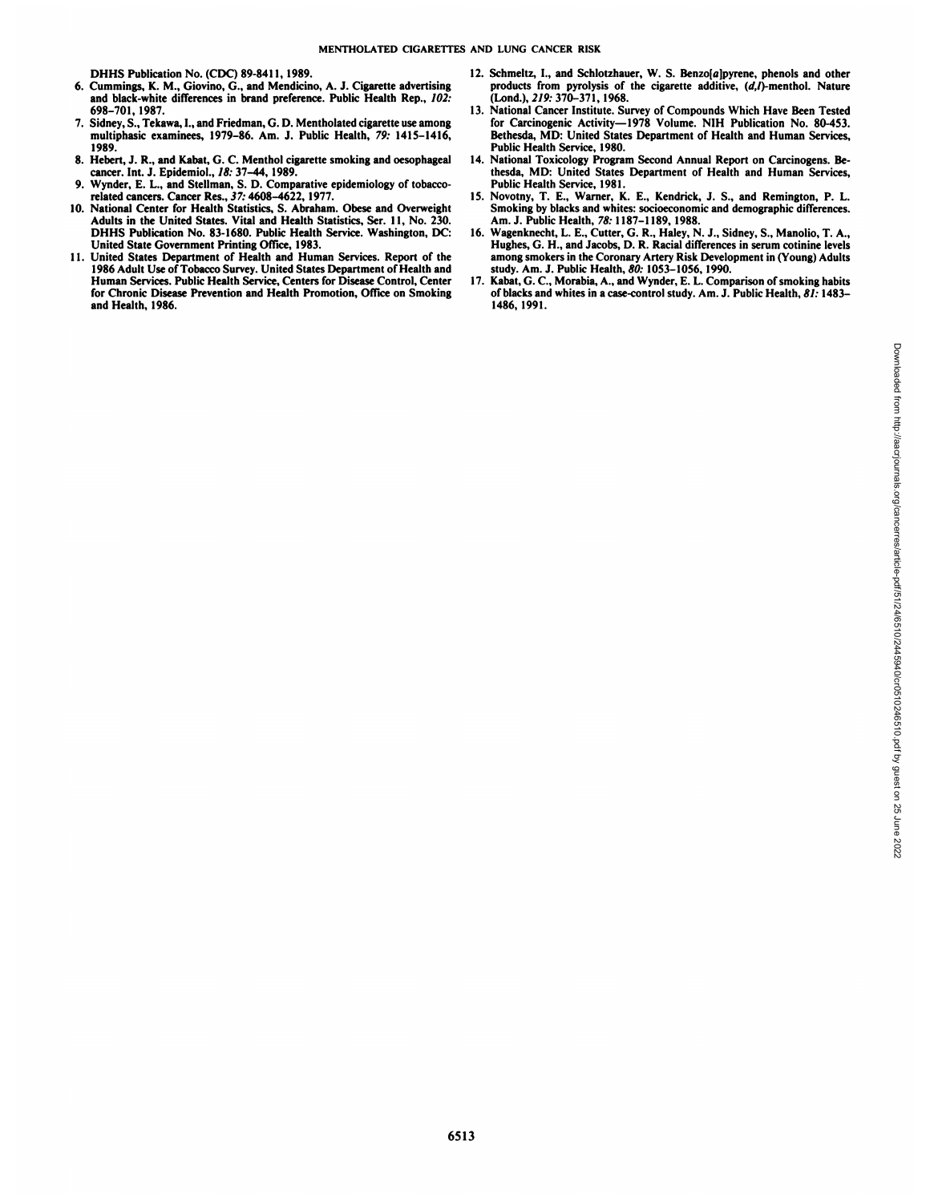DHHS Publication No. (CDC) 89-8411, 1989.

6. Cummings, K. M., Giovino, G., and Mendicino, A. J. Cigarette advertising and black-white differences in brand preference. Public Health Rep., *102:* 698–701, 1987.
7. Sidney, S., Tekawa, I., and Friedman, G. D. Mentholated cigarette use among multiphasic examinees, 1979–86. Am. J. Public Health, *79:* 1415–1416, 1989.
8. Hebert, J. R., and Kabat, G. C. Menthol cigarette smoking and oesophageal cancer. Int. J. Epidemiol., *18:* 37–44, 1989.
9. Wynder, E. L., and Stellman, S. D. Comparative epidemiology of tobacco-related cancers. Cancer Res., *37:* 4608–4622, 1977.
10. National Center for Health Statistics, S. Abraham. Obese and Overweight Adults in the United States. Vital and Health Statistics, Ser. 11, No. 230. DHHS Publication No. 83-1680. Public Health Service. Washington, DC: United State Government Printing Office, 1983.
11. United States Department of Health and Human Services. Report of the 1986 Adult Use of Tobacco Survey. United States Department of Health and Human Services. Public Health Service, Centers for Disease Control, Center for Chronic Disease Prevention and Health Promotion, Office on Smoking and Health, 1986.
12. Schmeltz, I., and Schlotzhauer, W. S. Benzo[*a*]pyrene, phenols and other products from pyrolysis of the cigarette additive, (*d,l*)-menthol. Nature (Lond.), *219:* 370–371, 1968.
13. National Cancer Institute. Survey of Compounds Which Have Been Tested for Carcinogenic Activity—1978 Volume. NIH Publication No. 80-453. Bethesda, MD: United States Department of Health and Human Services, Public Health Service, 1980.
14. National Toxicology Program Second Annual Report on Carcinogens. Bethesda, MD: United States Department of Health and Human Services, Public Health Service, 1981.
15. Novotny, T. E., Warner, K. E., Kendrick, J. S., and Remington, P. L. Smoking by blacks and whites: socioeconomic and demographic differences. Am. J. Public Health, *78:* 1187–1189, 1988.
16. Wagenknecht, L. E., Cutter, G. R., Haley, N. J., Sidney, S., Manolio, T. A., Hughes, G. H., and Jacobs, D. R. Racial differences in serum cotinine levels among smokers in the Coronary Artery Risk Development in (Young) Adults study. Am. J. Public Health, *80:* 1053–1056, 1990.
17. Kabat, G. C., Morabia, A., and Wynder, E. L. Comparison of smoking habits of blacks and whites in a case-control study. Am. J. Public Health, *81:* 1483–1486, 1991.